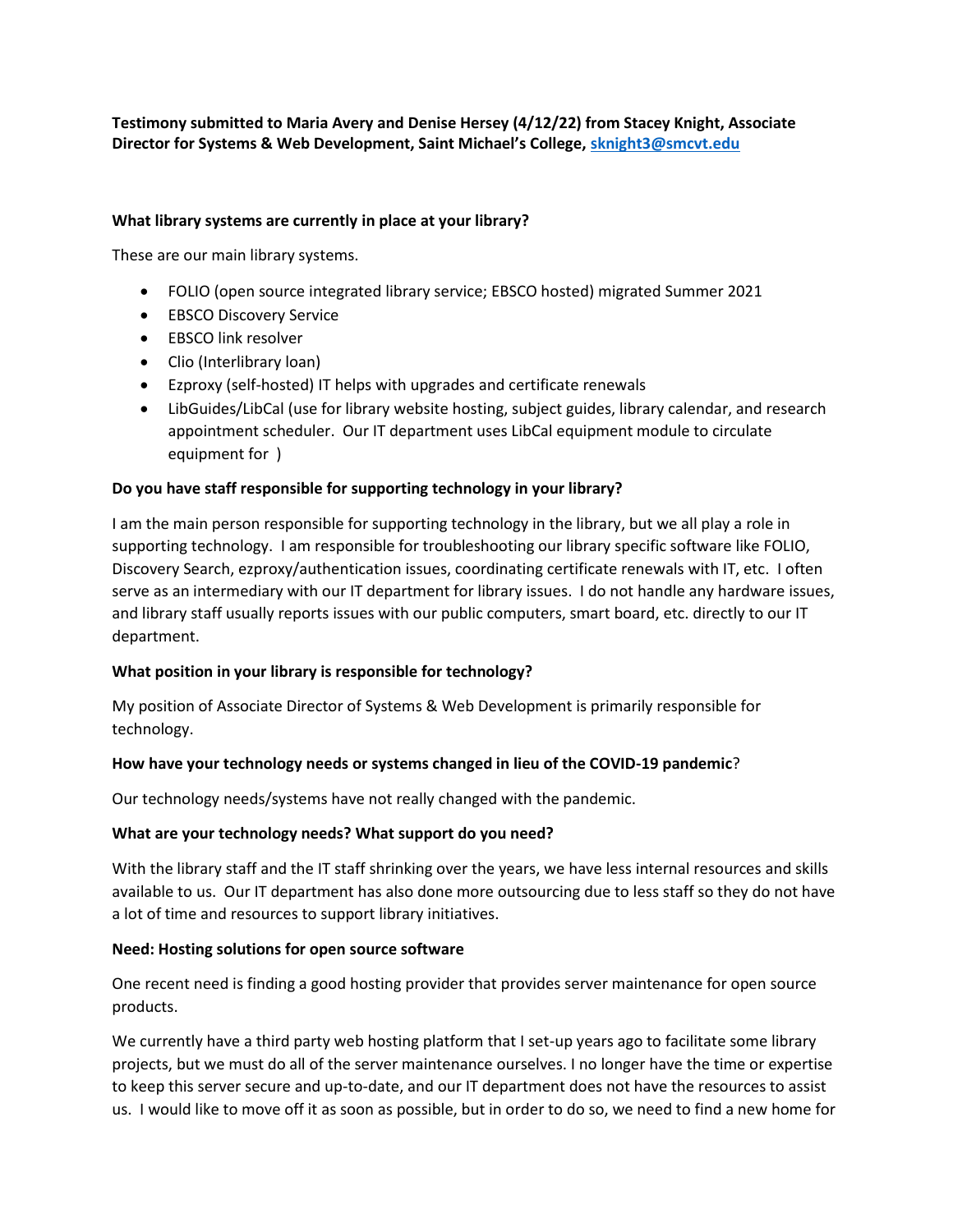**Testimony submitted to Maria Avery and Denise Hersey (4/12/22) from Stacey Knight, Associate Director for Systems & Web Development, Saint Michael's College, sknight3@smcvt.edu**

**What library systems are currently in place at your library?**

These are our main library systems.

- FOLIO (open source integrated library service; EBSCO hosted) migrated Summer 2021
- EBSCO Discovery Service
- EBSCO link resolver
- Clio (Interlibrary loan)
- Ezproxy (self-hosted) IT helps with upgrades and certificate renewals
- LibGuides/LibCal (use for library website hosting, subject guides, library calendar, and research appointment scheduler. Our IT department uses LibCal equipment module to circulate equipment for )

**Do you have staff responsible for supporting technology in your library?**

I am the main person responsible for supporting technology in the library, but we all play a role in supporting technology. I am responsible for troubleshooting our library specific software like FOLIO, Discovery Search, ezproxy/authentication issues, coordinating certificate renewals with IT, etc. I often serve as an intermediary with our IT department for library issues. I do not handle any hardware issues, and library staff usually reports issues with our public computers, smart board, etc. directly to our IT department.

**What position in your library is responsible for technology?**

My position of Associate Director of Systems & Web Development is primarily responsible for technology.

**How have your technology needs or systems changed in lieu of the COVID-19 pandemic**?

Our technology needs/systems have not really changed with the pandemic.

**What are your technology needs? What support do you need?**

With the library staff and the IT staff shrinking over the years, we have less internal resources and skills available to us. Our IT department has also done more outsourcing due to less staff so they do not have a lot of time and resources to support library initiatives.

**Need: Hosting solutions for open source software**

One recent need is finding a good hosting provider that provides server maintenance for open source products.

We currently have a third party web hosting platform that I set-up years ago to facilitate some library projects, but we must do all of the server maintenance ourselves. I no longer have the time or expertise to keep this server secure and up-to-date, and our IT department does not have the resources to assist us. I would like to move off it as soon as possible, but in order to do so, we need to find a new home for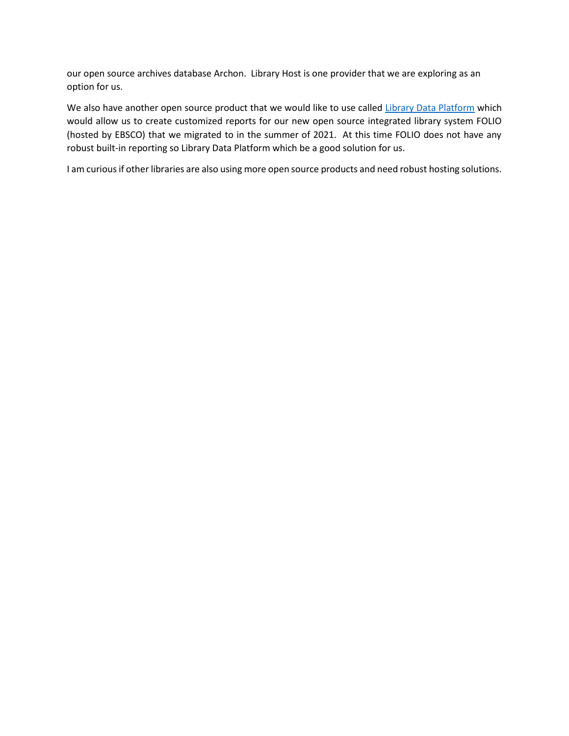our open source archives database Archon. Library Host is one provider that we are exploring as an option for us.

We also have another open source product that we would like to use called Library Data Platform which would allow us to create customized reports for our new open source integrated library system FOLIO (hosted by EBSCO) that we migrated to in the summer of 2021. At this time FOLIO does not have any robust built-in reporting so Library Data Platform which be a good solution for us.

I am curious if other libraries are also using more open source products and need robust hosting solutions.